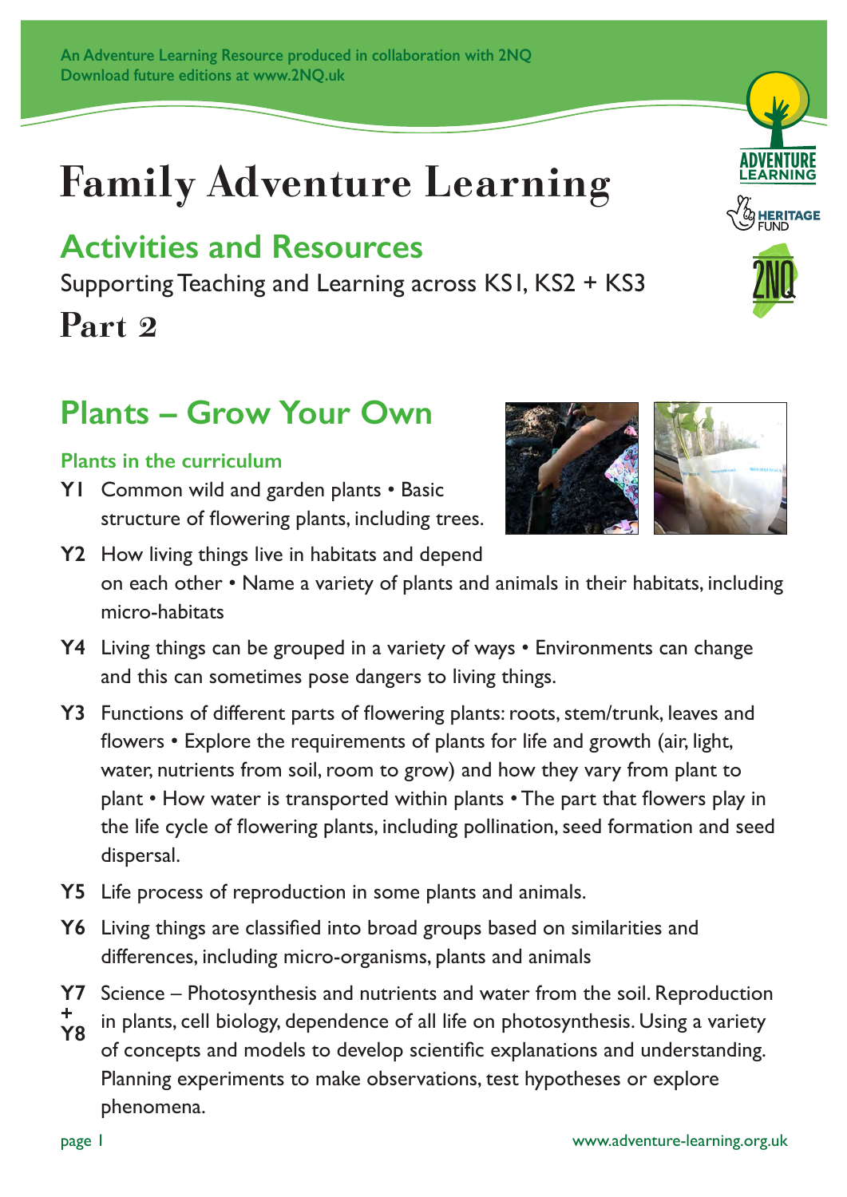An Adventure Learning Resource produced in collaboration with 2NQ
Download future editions at www.2NQ.uk

# Family Adventure Learning

## Activities and Resources

Supporting Teaching and Learning across KS1, KS2 + KS3

**Part 2**

## Plants – Grow Your Own

### Plants in the curriculum

**Y1** Common wild and garden plants • Basic structure of flowering plants, including trees.

**Y2** How living things live in habitats and depend on each other • Name a variety of plants and animals in their habitats, including micro-habitats

**Y4** Living things can be grouped in a variety of ways • Environments can change and this can sometimes pose dangers to living things.

**Y3** Functions of different parts of flowering plants: roots, stem/trunk, leaves and flowers • Explore the requirements of plants for life and growth (air, light, water, nutrients from soil, room to grow) and how they vary from plant to plant • How water is transported within plants • The part that flowers play in the life cycle of flowering plants, including pollination, seed formation and seed dispersal.

**Y5** Life process of reproduction in some plants and animals.

**Y6** Living things are classified into broad groups based on similarities and differences, including micro-organisms, plants and animals

**Y7 + Y8** Science – Photosynthesis and nutrients and water from the soil. Reproduction in plants, cell biology, dependence of all life on photosynthesis. Using a variety of concepts and models to develop scientific explanations and understanding. Planning experiments to make observations, test hypotheses or explore phenomena.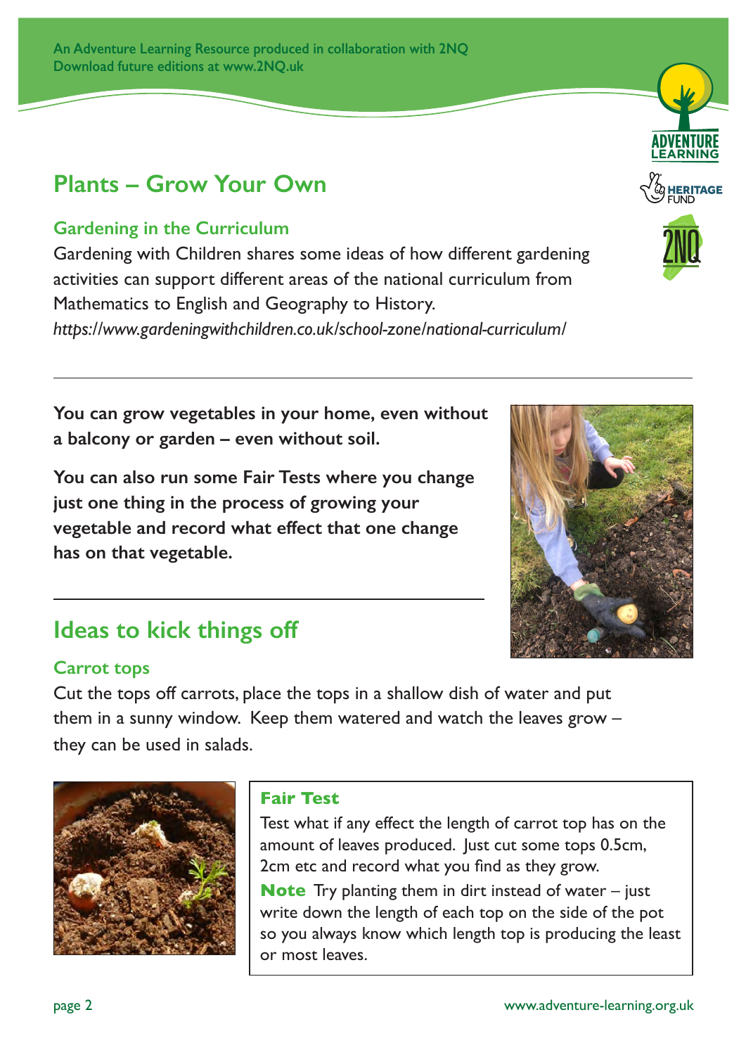An Adventure Learning Resource produced in collaboration with 2NQ
Download future editions at www.2NQ.uk

# Plants – Grow Your Own

## Gardening in the Curriculum

Gardening with Children shares some ideas of how different gardening activities can support different areas of the national curriculum from Mathematics to English and Geography to History.
*https://www.gardeningwithchildren.co.uk/school-zone/national-curriculum/*

---

**You can grow vegetables in your home, even without a balcony or garden – even without soil.**

**You can also run some Fair Tests where you change just one thing in the process of growing your vegetable and record what effect that one change has on that vegetable.**

---

## Ideas to kick things off

### Carrot tops

Cut the tops off carrots, place the tops in a shallow dish of water and put them in a sunny window. Keep them watered and watch the leaves grow – they can be used in salads.

#### Fair Test

Test what if any effect the length of carrot top has on the amount of leaves produced. Just cut some tops 0.5cm, 2cm etc and record what you find as they grow.

**Note** Try planting them in dirt instead of water – just write down the length of each top on the side of the pot so you always know which length top is producing the least or most leaves.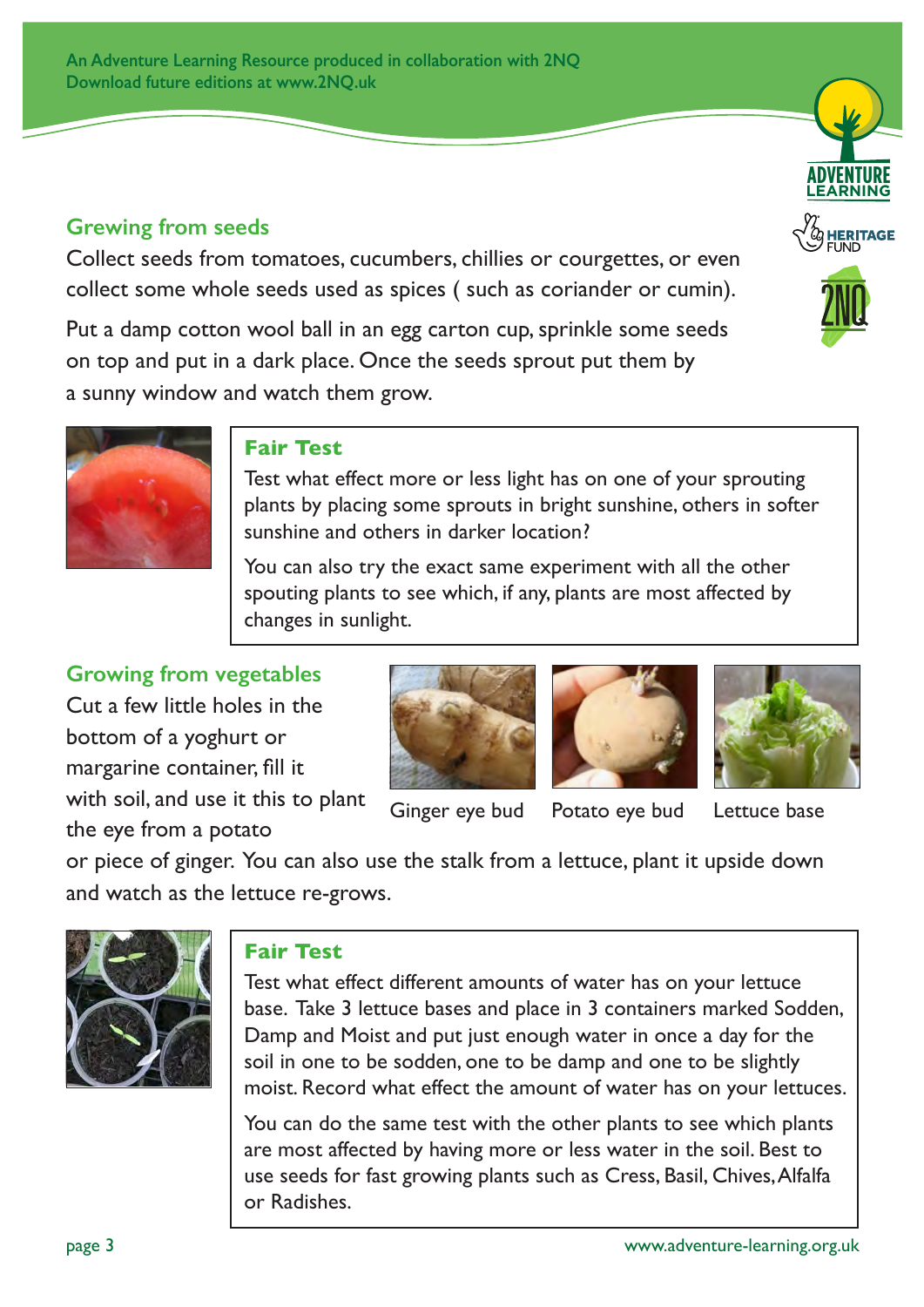## Growing from seeds

Collect seeds from tomatoes, cucumbers, chillies or courgettes, or even collect some whole seeds used as spices ( such as coriander or cumin).

Put a damp cotton wool ball in an egg carton cup, sprinkle some seeds on top and put in a dark place. Once the seeds sprout put them by a sunny window and watch them grow.

### Fair Test

Test what effect more or less light has on one of your sprouting plants by placing some sprouts in bright sunshine, others in softer sunshine and others in darker location?

You can also try the exact same experiment with all the other spouting plants to see which, if any, plants are most affected by changes in sunlight.

## Growing from vegetables

Cut a few little holes in the bottom of a yoghurt or margarine container, fill it with soil, and use it this to plant the eye from a potato or piece of ginger. You can also use the stalk from a lettuce, plant it upside down and watch as the lettuce re-grows.

Ginger eye bud

Potato eye bud

Lettuce base

### Fair Test

Test what effect different amounts of water has on your lettuce base. Take 3 lettuce bases and place in 3 containers marked Sodden, Damp and Moist and put just enough water in once a day for the soil in one to be sodden, one to be damp and one to be slightly moist. Record what effect the amount of water has on your lettuces.

You can do the same test with the other plants to see which plants are most affected by having more or less water in the soil. Best to use seeds for fast growing plants such as Cress, Basil, Chives, Alfalfa or Radishes.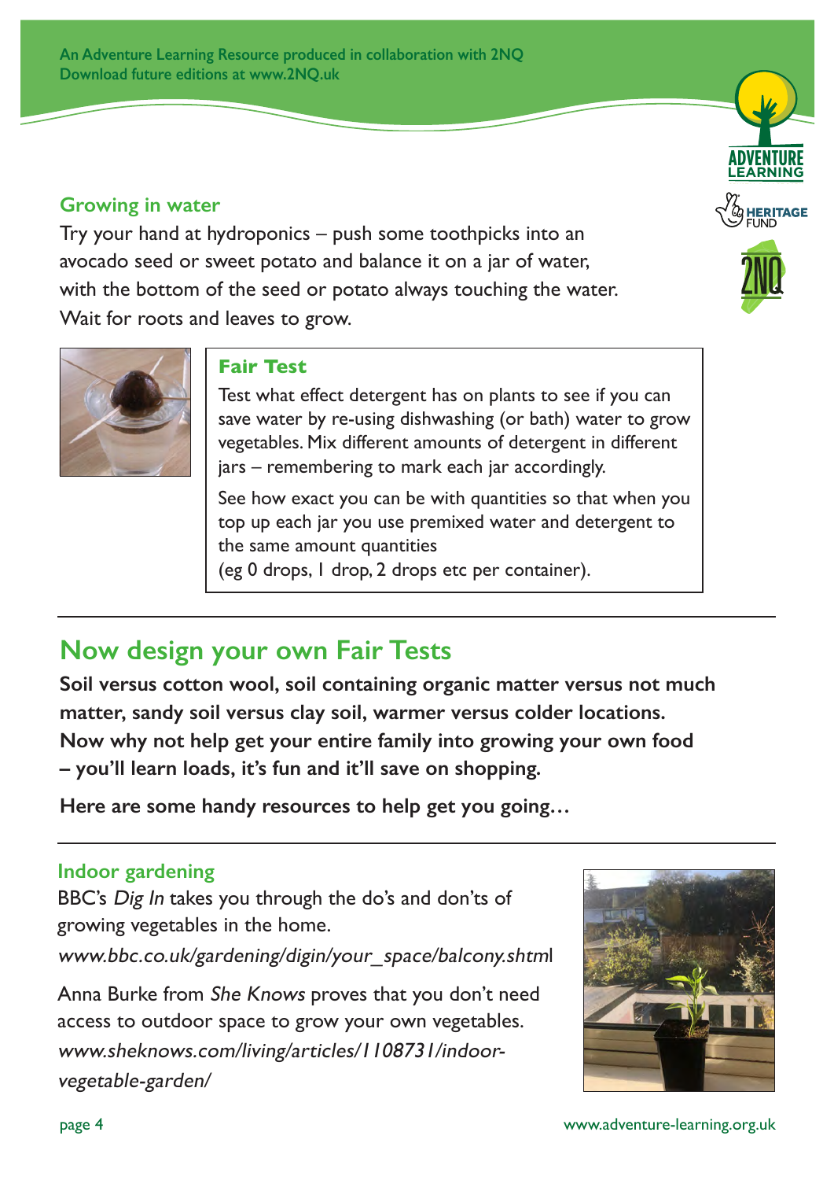An Adventure Learning Resource produced in collaboration with 2NQ
Download future editions at www.2NQ.uk

### Growing in water

Try your hand at hydroponics – push some toothpicks into an avocado seed or sweet potato and balance it on a jar of water, with the bottom of the seed or potato always touching the water. Wait for roots and leaves to grow.

#### Fair Test

Test what effect detergent has on plants to see if you can save water by re-using dishwashing (or bath) water to grow vegetables. Mix different amounts of detergent in different jars – remembering to mark each jar accordingly.

See how exact you can be with quantities so that when you top up each jar you use premixed water and detergent to the same amount quantities
(eg 0 drops, 1 drop, 2 drops etc per container).

## Now design your own Fair Tests

**Soil versus cotton wool, soil containing organic matter versus not much matter, sandy soil versus clay soil, warmer versus colder locations. Now why not help get your entire family into growing your own food – you'll learn loads, it's fun and it'll save on shopping.**

**Here are some handy resources to help get you going…**

### Indoor gardening

BBC's *Dig In* takes you through the do's and don'ts of growing vegetables in the home.
*www.bbc.co.uk/gardening/digin/your_space/balcony.shtml*

Anna Burke from *She Knows* proves that you don't need access to outdoor space to grow your own vegetables.
*www.sheknows.com/living/articles/1108731/indoor-vegetable-garden/*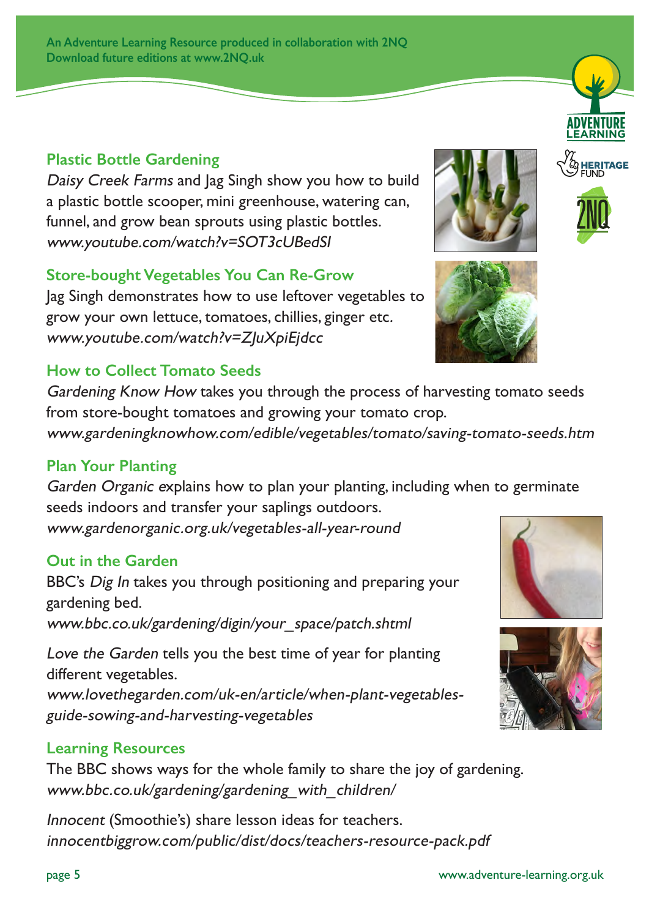An Adventure Learning Resource produced in collaboration with 2NQ
Download future editions at www.2NQ.uk

### Plastic Bottle Gardening

*Daisy Creek Farms* and Jag Singh show you how to build a plastic bottle scooper, mini greenhouse, watering can, funnel, and grow bean sprouts using plastic bottles.
*www.youtube.com/watch?v=SOT3cUBedSI*

### Store-bought Vegetables You Can Re-Grow

Jag Singh demonstrates how to use leftover vegetables to grow your own lettuce, tomatoes, chillies, ginger etc.
*www.youtube.com/watch?v=ZJuXpiEjdcc*

### How to Collect Tomato Seeds

*Gardening Know How* takes you through the process of harvesting tomato seeds from store-bought tomatoes and growing your tomato crop.
*www.gardeningknowhow.com/edible/vegetables/tomato/saving-tomato-seeds.htm*

### Plan Your Planting

*Garden Organic e*xplains how to plan your planting, including when to germinate seeds indoors and transfer your saplings outdoors.
*www.gardenorganic.org.uk/vegetables-all-year-round*

### Out in the Garden

BBC's *Dig In* takes you through positioning and preparing your gardening bed.
*www.bbc.co.uk/gardening/digin/your_space/patch.shtml*

*Love the Garden* tells you the best time of year for planting different vegetables.
*www.lovethegarden.com/uk-en/article/when-plant-vegetables-guide-sowing-and-harvesting-vegetables*

### Learning Resources

The BBC shows ways for the whole family to share the joy of gardening.
*www.bbc.co.uk/gardening/gardening_with_children/*

*Innocent* (Smoothie's) share lesson ideas for teachers.
*innocentbiggrow.com/public/dist/docs/teachers-resource-pack.pdf*

www.adventure-learning.org.uk